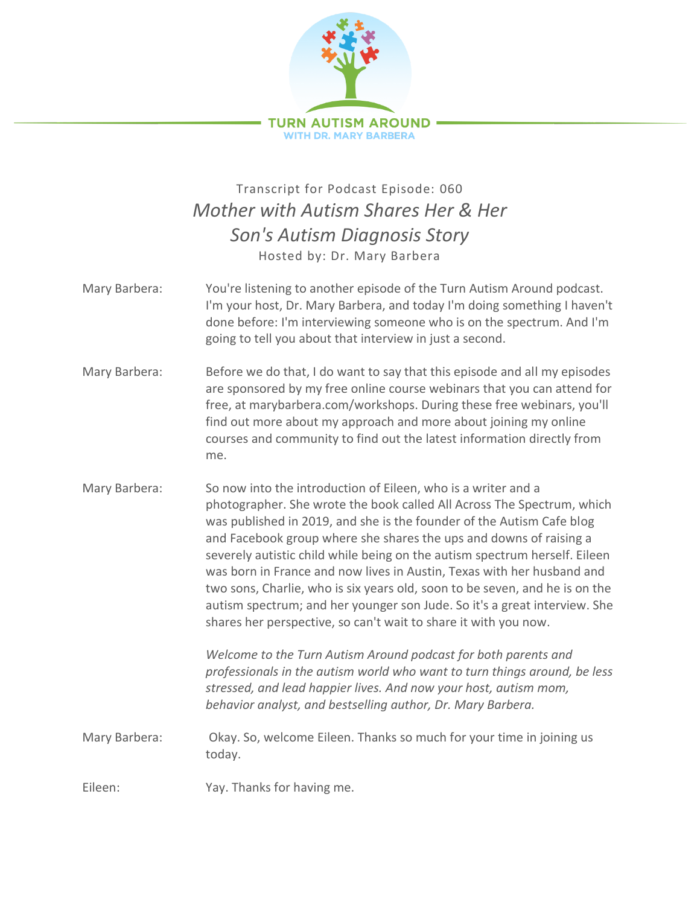TURN AUTISM AROUND
WITH DR. MARY BARBERA

Transcript for Podcast Episode: 060

# *Mother with Autism Shares Her & Her Son's Autism Diagnosis Story*

Hosted by: Dr. Mary Barbera

Mary Barbera: You're listening to another episode of the Turn Autism Around podcast. I'm your host, Dr. Mary Barbera, and today I'm doing something I haven't done before: I'm interviewing someone who is on the spectrum. And I'm going to tell you about that interview in just a second.

Mary Barbera: Before we do that, I do want to say that this episode and all my episodes are sponsored by my free online course webinars that you can attend for free, at marybarbera.com/workshops. During these free webinars, you'll find out more about my approach and more about joining my online courses and community to find out the latest information directly from me.

Mary Barbera: So now into the introduction of Eileen, who is a writer and a photographer. She wrote the book called All Across The Spectrum, which was published in 2019, and she is the founder of the Autism Cafe blog and Facebook group where she shares the ups and downs of raising a severely autistic child while being on the autism spectrum herself. Eileen was born in France and now lives in Austin, Texas with her husband and two sons, Charlie, who is six years old, soon to be seven, and he is on the autism spectrum; and her younger son Jude. So it's a great interview. She shares her perspective, so can't wait to share it with you now.

*Welcome to the Turn Autism Around podcast for both parents and professionals in the autism world who want to turn things around, be less stressed, and lead happier lives. And now your host, autism mom, behavior analyst, and bestselling author, Dr. Mary Barbera.*

Mary Barbera: Okay. So, welcome Eileen. Thanks so much for your time in joining us today.

Eileen: Yay. Thanks for having me.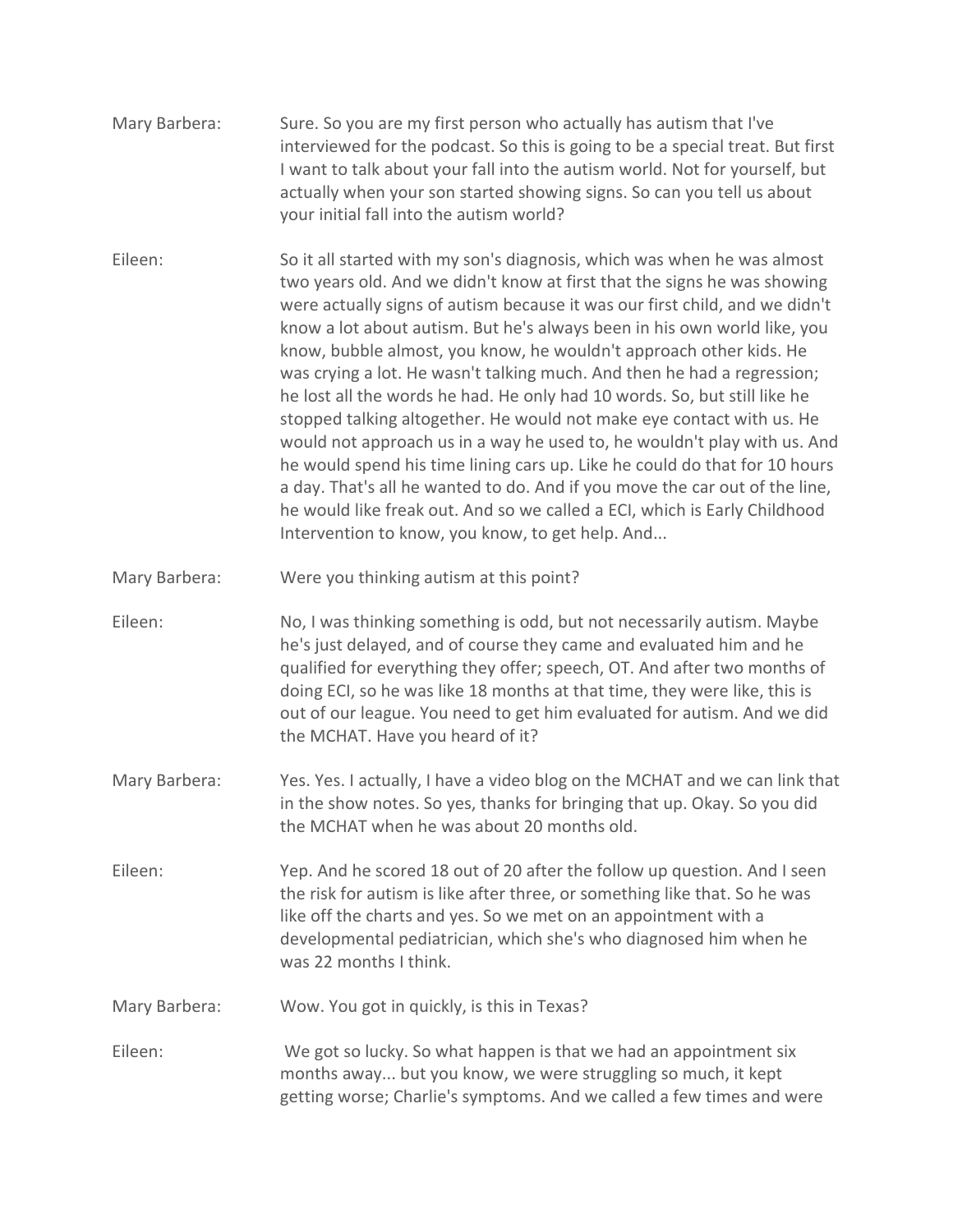Mary Barbera: Sure. So you are my first person who actually has autism that I've interviewed for the podcast. So this is going to be a special treat. But first I want to talk about your fall into the autism world. Not for yourself, but actually when your son started showing signs. So can you tell us about your initial fall into the autism world?

Eileen: So it all started with my son's diagnosis, which was when he was almost two years old. And we didn't know at first that the signs he was showing were actually signs of autism because it was our first child, and we didn't know a lot about autism. But he's always been in his own world like, you know, bubble almost, you know, he wouldn't approach other kids. He was crying a lot. He wasn't talking much. And then he had a regression; he lost all the words he had. He only had 10 words. So, but still like he stopped talking altogether. He would not make eye contact with us. He would not approach us in a way he used to, he wouldn't play with us. And he would spend his time lining cars up. Like he could do that for 10 hours a day. That's all he wanted to do. And if you move the car out of the line, he would like freak out. And so we called a ECI, which is Early Childhood Intervention to know, you know, to get help. And...

Mary Barbera: Were you thinking autism at this point?

Eileen: No, I was thinking something is odd, but not necessarily autism. Maybe he's just delayed, and of course they came and evaluated him and he qualified for everything they offer; speech, OT. And after two months of doing ECI, so he was like 18 months at that time, they were like, this is out of our league. You need to get him evaluated for autism. And we did the MCHAT. Have you heard of it?

Mary Barbera: Yes. Yes. I actually, I have a video blog on the MCHAT and we can link that in the show notes. So yes, thanks for bringing that up. Okay. So you did the MCHAT when he was about 20 months old.

Eileen: Yep. And he scored 18 out of 20 after the follow up question. And I seen the risk for autism is like after three, or something like that. So he was like off the charts and yes. So we met on an appointment with a developmental pediatrician, which she's who diagnosed him when he was 22 months I think.

Mary Barbera: Wow. You got in quickly, is this in Texas?

Eileen: We got so lucky. So what happen is that we had an appointment six months away... but you know, we were struggling so much, it kept getting worse; Charlie's symptoms. And we called a few times and were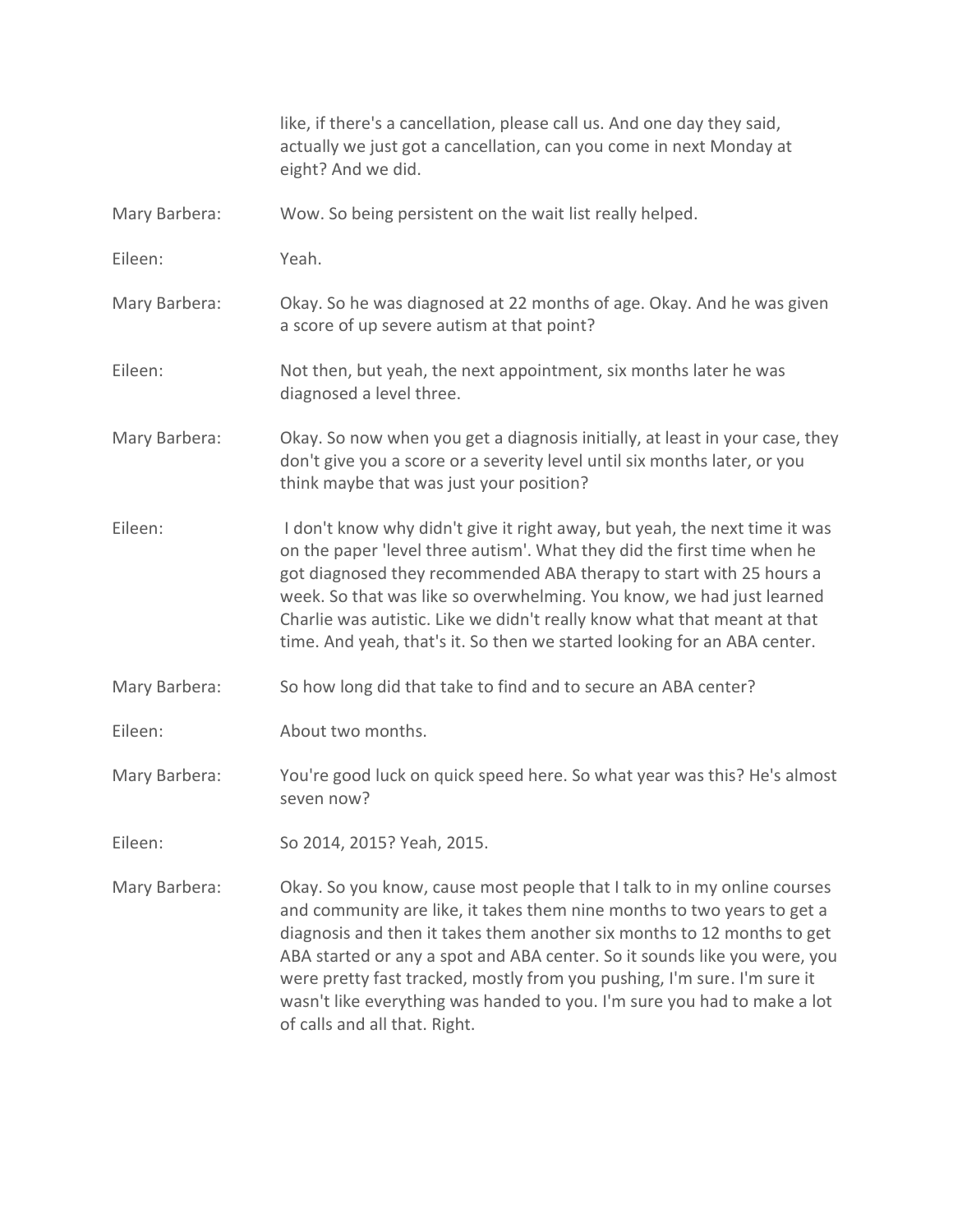like, if there's a cancellation, please call us. And one day they said, actually we just got a cancellation, can you come in next Monday at eight? And we did.

**Mary Barbera:** Wow. So being persistent on the wait list really helped.

**Eileen:** Yeah.

**Mary Barbera:** Okay. So he was diagnosed at 22 months of age. Okay. And he was given a score of up severe autism at that point?

**Eileen:** Not then, but yeah, the next appointment, six months later he was diagnosed a level three.

**Mary Barbera:** Okay. So now when you get a diagnosis initially, at least in your case, they don't give you a score or a severity level until six months later, or you think maybe that was just your position?

**Eileen:** I don't know why didn't give it right away, but yeah, the next time it was on the paper 'level three autism'. What they did the first time when he got diagnosed they recommended ABA therapy to start with 25 hours a week. So that was like so overwhelming. You know, we had just learned Charlie was autistic. Like we didn't really know what that meant at that time. And yeah, that's it. So then we started looking for an ABA center.

**Mary Barbera:** So how long did that take to find and to secure an ABA center?

**Eileen:** About two months.

**Mary Barbera:** You're good luck on quick speed here. So what year was this? He's almost seven now?

**Eileen:** So 2014, 2015? Yeah, 2015.

**Mary Barbera:** Okay. So you know, cause most people that I talk to in my online courses and community are like, it takes them nine months to two years to get a diagnosis and then it takes them another six months to 12 months to get ABA started or any a spot and ABA center. So it sounds like you were, you were pretty fast tracked, mostly from you pushing, I'm sure. I'm sure it wasn't like everything was handed to you. I'm sure you had to make a lot of calls and all that. Right.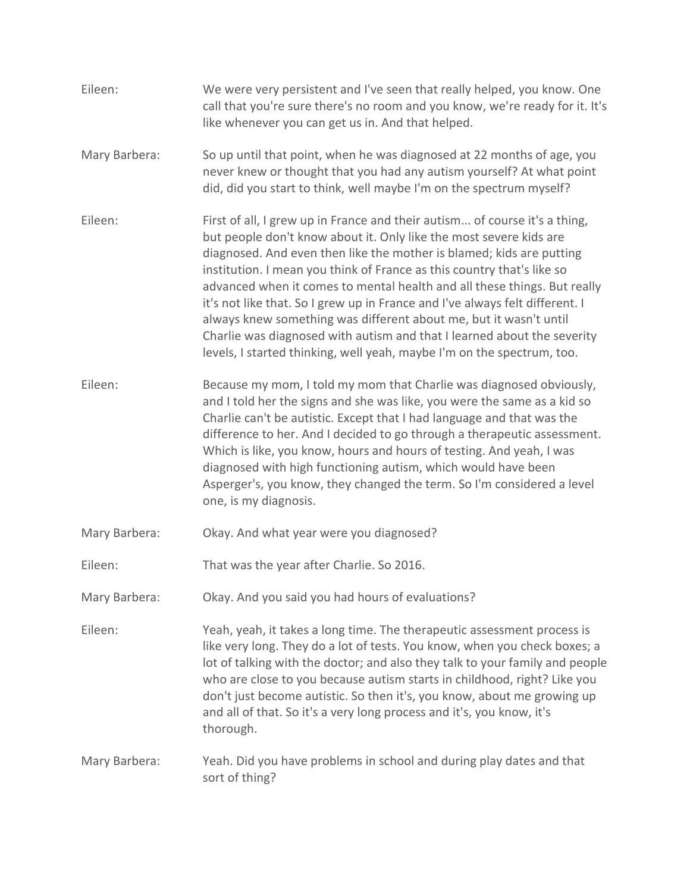Eileen: We were very persistent and I've seen that really helped, you know. One call that you're sure there's no room and you know, we're ready for it. It's like whenever you can get us in. And that helped.

Mary Barbera: So up until that point, when he was diagnosed at 22 months of age, you never knew or thought that you had any autism yourself? At what point did, did you start to think, well maybe I'm on the spectrum myself?

Eileen: First of all, I grew up in France and their autism... of course it's a thing, but people don't know about it. Only like the most severe kids are diagnosed. And even then like the mother is blamed; kids are putting institution. I mean you think of France as this country that's like so advanced when it comes to mental health and all these things. But really it's not like that. So I grew up in France and I've always felt different. I always knew something was different about me, but it wasn't until Charlie was diagnosed with autism and that I learned about the severity levels, I started thinking, well yeah, maybe I'm on the spectrum, too.

Eileen: Because my mom, I told my mom that Charlie was diagnosed obviously, and I told her the signs and she was like, you were the same as a kid so Charlie can't be autistic. Except that I had language and that was the difference to her. And I decided to go through a therapeutic assessment. Which is like, you know, hours and hours of testing. And yeah, I was diagnosed with high functioning autism, which would have been Asperger's, you know, they changed the term. So I'm considered a level one, is my diagnosis.

Mary Barbera: Okay. And what year were you diagnosed?

Eileen: That was the year after Charlie. So 2016.

Mary Barbera: Okay. And you said you had hours of evaluations?

Eileen: Yeah, yeah, it takes a long time. The therapeutic assessment process is like very long. They do a lot of tests. You know, when you check boxes; a lot of talking with the doctor; and also they talk to your family and people who are close to you because autism starts in childhood, right? Like you don't just become autistic. So then it's, you know, about me growing up and all of that. So it's a very long process and it's, you know, it's thorough.

Mary Barbera: Yeah. Did you have problems in school and during play dates and that sort of thing?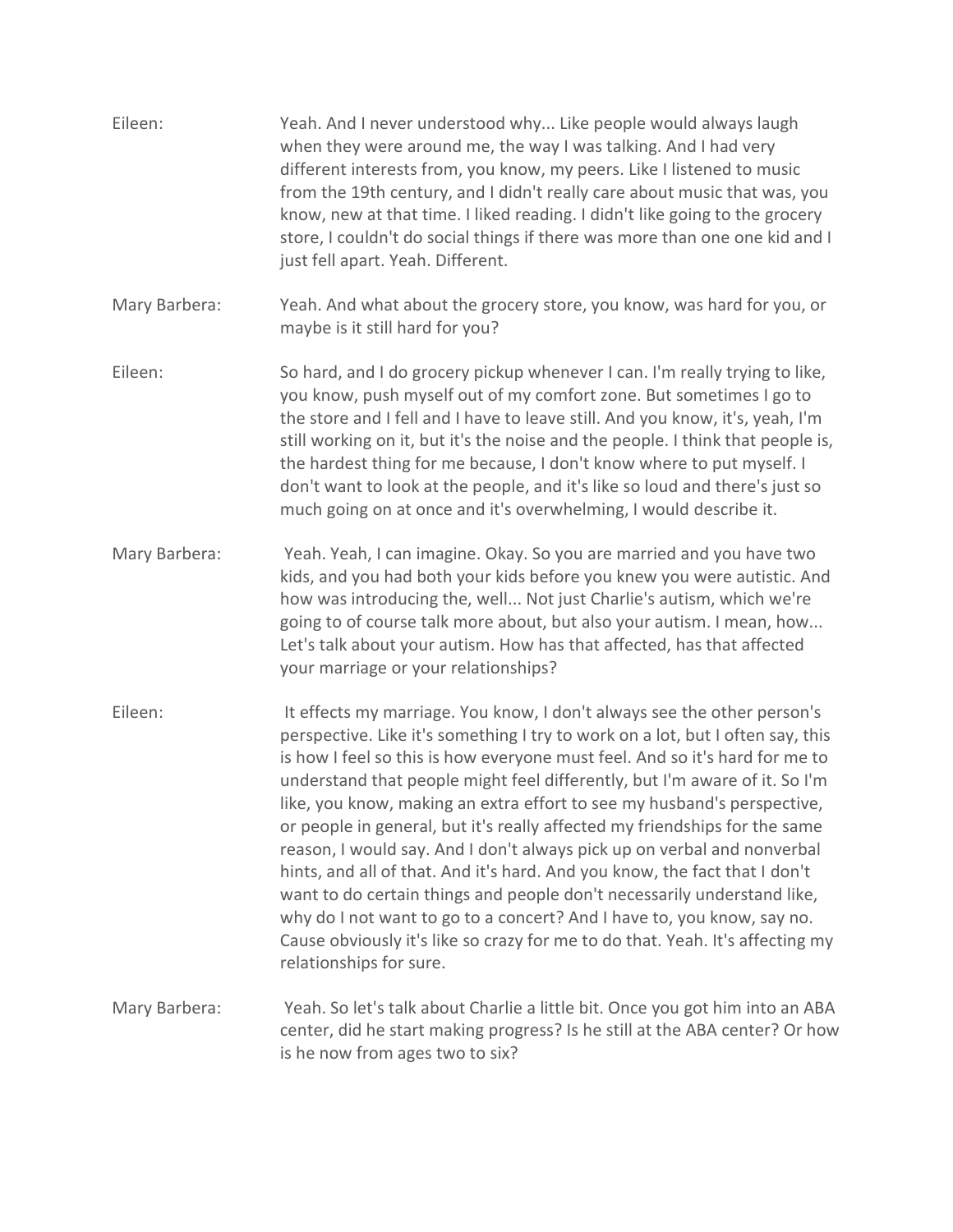Eileen: Yeah. And I never understood why... Like people would always laugh when they were around me, the way I was talking. And I had very different interests from, you know, my peers. Like I listened to music from the 19th century, and I didn't really care about music that was, you know, new at that time. I liked reading. I didn't like going to the grocery store, I couldn't do social things if there was more than one one kid and I just fell apart. Yeah. Different.

Mary Barbera: Yeah. And what about the grocery store, you know, was hard for you, or maybe is it still hard for you?

Eileen: So hard, and I do grocery pickup whenever I can. I'm really trying to like, you know, push myself out of my comfort zone. But sometimes I go to the store and I fell and I have to leave still. And you know, it's, yeah, I'm still working on it, but it's the noise and the people. I think that people is, the hardest thing for me because, I don't know where to put myself. I don't want to look at the people, and it's like so loud and there's just so much going on at once and it's overwhelming, I would describe it.

Mary Barbera: Yeah. Yeah, I can imagine. Okay. So you are married and you have two kids, and you had both your kids before you knew you were autistic. And how was introducing the, well... Not just Charlie's autism, which we're going to of course talk more about, but also your autism. I mean, how... Let's talk about your autism. How has that affected, has that affected your marriage or your relationships?

Eileen: It effects my marriage. You know, I don't always see the other person's perspective. Like it's something I try to work on a lot, but I often say, this is how I feel so this is how everyone must feel. And so it's hard for me to understand that people might feel differently, but I'm aware of it. So I'm like, you know, making an extra effort to see my husband's perspective, or people in general, but it's really affected my friendships for the same reason, I would say. And I don't always pick up on verbal and nonverbal hints, and all of that. And it's hard. And you know, the fact that I don't want to do certain things and people don't necessarily understand like, why do I not want to go to a concert? And I have to, you know, say no. Cause obviously it's like so crazy for me to do that. Yeah. It's affecting my relationships for sure.

Mary Barbera: Yeah. So let's talk about Charlie a little bit. Once you got him into an ABA center, did he start making progress? Is he still at the ABA center? Or how is he now from ages two to six?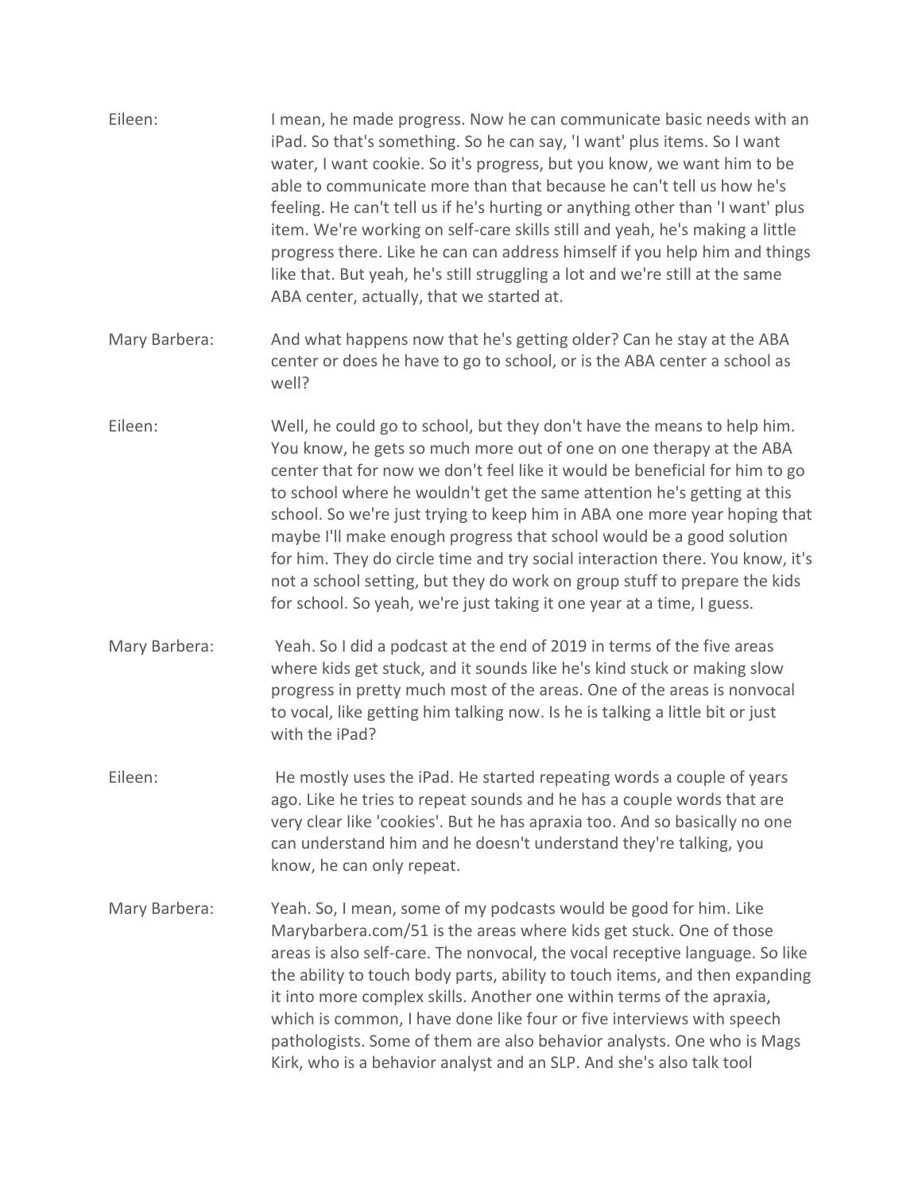Eileen: I mean, he made progress. Now he can communicate basic needs with an iPad. So that's something. So he can say, 'I want' plus items. So I want water, I want cookie. So it's progress, but you know, we want him to be able to communicate more than that because he can't tell us how he's feeling. He can't tell us if he's hurting or anything other than 'I want' plus item. We're working on self-care skills still and yeah, he's making a little progress there. Like he can can address himself if you help him and things like that. But yeah, he's still struggling a lot and we're still at the same ABA center, actually, that we started at.

Mary Barbera: And what happens now that he's getting older? Can he stay at the ABA center or does he have to go to school, or is the ABA center a school as well?

Eileen: Well, he could go to school, but they don't have the means to help him. You know, he gets so much more out of one on one therapy at the ABA center that for now we don't feel like it would be beneficial for him to go to school where he wouldn't get the same attention he's getting at this school. So we're just trying to keep him in ABA one more year hoping that maybe I'll make enough progress that school would be a good solution for him. They do circle time and try social interaction there. You know, it's not a school setting, but they do work on group stuff to prepare the kids for school. So yeah, we're just taking it one year at a time, I guess.

Mary Barbera: Yeah. So I did a podcast at the end of 2019 in terms of the five areas where kids get stuck, and it sounds like he's kind stuck or making slow progress in pretty much most of the areas. One of the areas is nonvocal to vocal, like getting him talking now. Is he is talking a little bit or just with the iPad?

Eileen: He mostly uses the iPad. He started repeating words a couple of years ago. Like he tries to repeat sounds and he has a couple words that are very clear like 'cookies'. But he has apraxia too. And so basically no one can understand him and he doesn't understand they're talking, you know, he can only repeat.

Mary Barbera: Yeah. So, I mean, some of my podcasts would be good for him. Like Marybarbera.com/51 is the areas where kids get stuck. One of those areas is also self-care. The nonvocal, the vocal receptive language. So like the ability to touch body parts, ability to touch items, and then expanding it into more complex skills. Another one within terms of the apraxia, which is common, I have done like four or five interviews with speech pathologists. Some of them are also behavior analysts. One who is Mags Kirk, who is a behavior analyst and an SLP. And she's also talk tool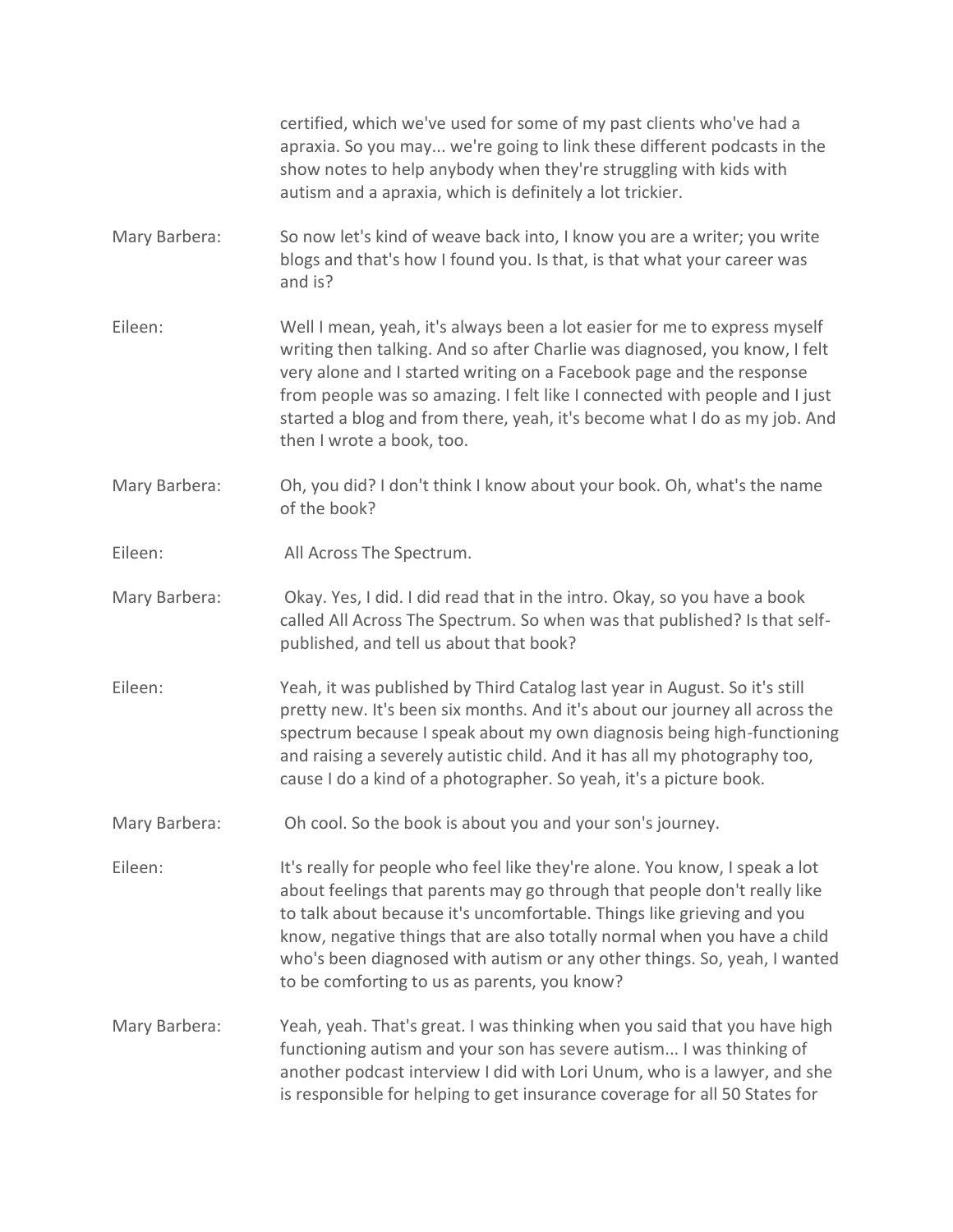certified, which we've used for some of my past clients who've had a apraxia. So you may... we're going to link these different podcasts in the show notes to help anybody when they're struggling with kids with autism and a apraxia, which is definitely a lot trickier.

Mary Barbera: So now let's kind of weave back into, I know you are a writer; you write blogs and that's how I found you. Is that, is that what your career was and is?

Eileen: Well I mean, yeah, it's always been a lot easier for me to express myself writing then talking. And so after Charlie was diagnosed, you know, I felt very alone and I started writing on a Facebook page and the response from people was so amazing. I felt like I connected with people and I just started a blog and from there, yeah, it's become what I do as my job. And then I wrote a book, too.

Mary Barbera: Oh, you did? I don't think I know about your book. Oh, what's the name of the book?

Eileen: All Across The Spectrum.

Mary Barbera: Okay. Yes, I did. I did read that in the intro. Okay, so you have a book called All Across The Spectrum. So when was that published? Is that self-published, and tell us about that book?

Eileen: Yeah, it was published by Third Catalog last year in August. So it's still pretty new. It's been six months. And it's about our journey all across the spectrum because I speak about my own diagnosis being high-functioning and raising a severely autistic child. And it has all my photography too, cause I do a kind of a photographer. So yeah, it's a picture book.

Mary Barbera: Oh cool. So the book is about you and your son's journey.

Eileen: It's really for people who feel like they're alone. You know, I speak a lot about feelings that parents may go through that people don't really like to talk about because it's uncomfortable. Things like grieving and you know, negative things that are also totally normal when you have a child who's been diagnosed with autism or any other things. So, yeah, I wanted to be comforting to us as parents, you know?

Mary Barbera: Yeah, yeah. That's great. I was thinking when you said that you have high functioning autism and your son has severe autism... I was thinking of another podcast interview I did with Lori Unum, who is a lawyer, and she is responsible for helping to get insurance coverage for all 50 States for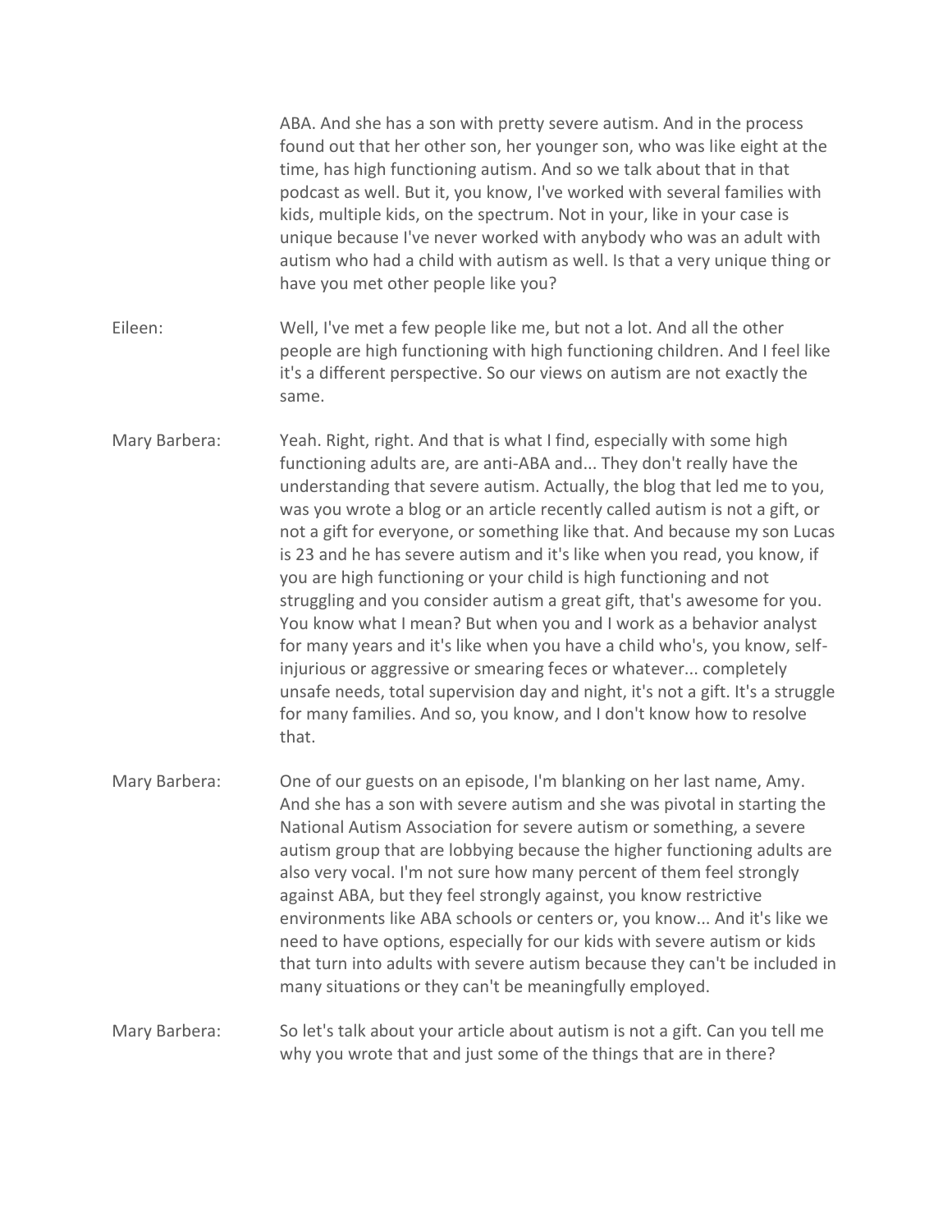ABA. And she has a son with pretty severe autism. And in the process found out that her other son, her younger son, who was like eight at the time, has high functioning autism. And so we talk about that in that podcast as well. But it, you know, I've worked with several families with kids, multiple kids, on the spectrum. Not in your, like in your case is unique because I've never worked with anybody who was an adult with autism who had a child with autism as well. Is that a very unique thing or have you met other people like you?

**Eileen:** Well, I've met a few people like me, but not a lot. And all the other people are high functioning with high functioning children. And I feel like it's a different perspective. So our views on autism are not exactly the same.

**Mary Barbera:** Yeah. Right, right. And that is what I find, especially with some high functioning adults are, are anti-ABA and... They don't really have the understanding that severe autism. Actually, the blog that led me to you, was you wrote a blog or an article recently called autism is not a gift, or not a gift for everyone, or something like that. And because my son Lucas is 23 and he has severe autism and it's like when you read, you know, if you are high functioning or your child is high functioning and not struggling and you consider autism a great gift, that's awesome for you. You know what I mean? But when you and I work as a behavior analyst for many years and it's like when you have a child who's, you know, self-injurious or aggressive or smearing feces or whatever... completely unsafe needs, total supervision day and night, it's not a gift. It's a struggle for many families. And so, you know, and I don't know how to resolve that.

**Mary Barbera:** One of our guests on an episode, I'm blanking on her last name, Amy. And she has a son with severe autism and she was pivotal in starting the National Autism Association for severe autism or something, a severe autism group that are lobbying because the higher functioning adults are also very vocal. I'm not sure how many percent of them feel strongly against ABA, but they feel strongly against, you know restrictive environments like ABA schools or centers or, you know... And it's like we need to have options, especially for our kids with severe autism or kids that turn into adults with severe autism because they can't be included in many situations or they can't be meaningfully employed.

**Mary Barbera:** So let's talk about your article about autism is not a gift. Can you tell me why you wrote that and just some of the things that are in there?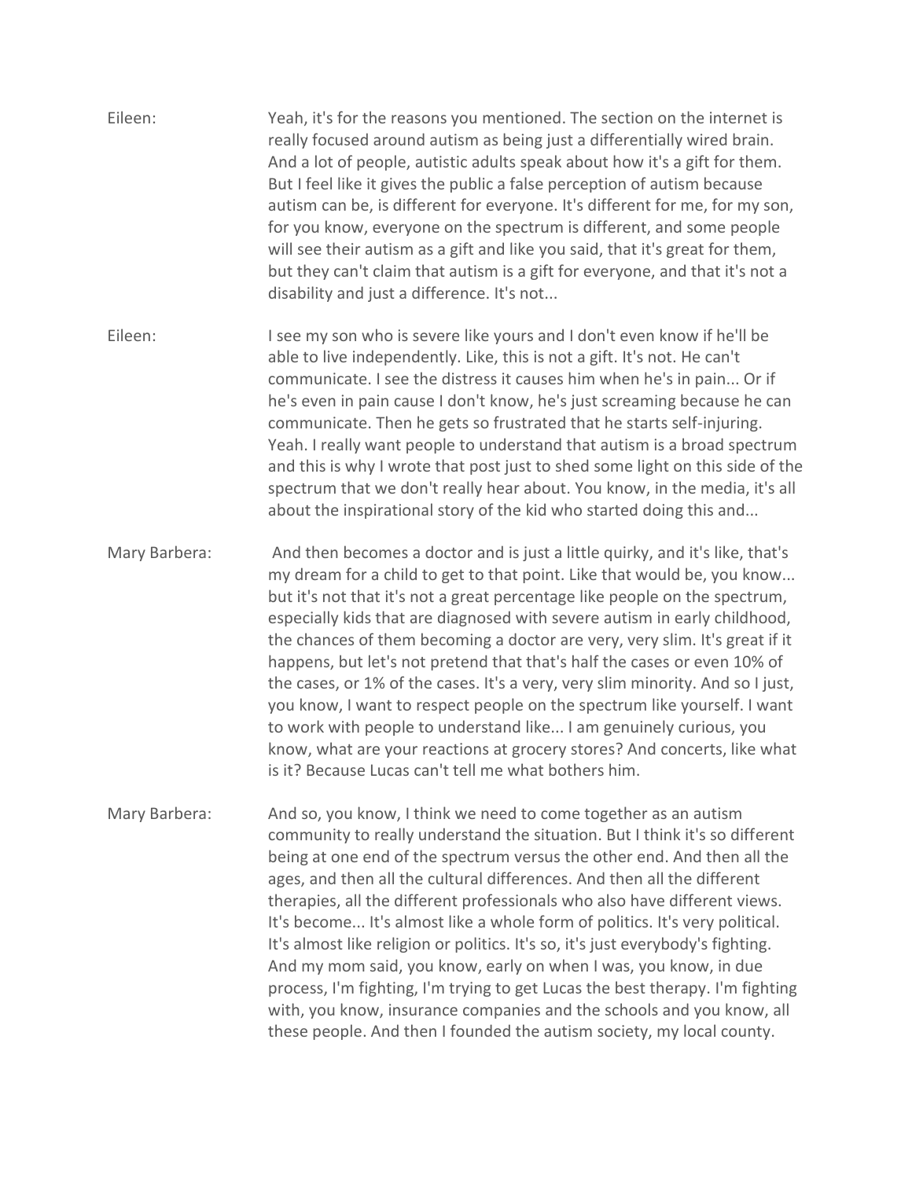Eileen: Yeah, it's for the reasons you mentioned. The section on the internet is really focused around autism as being just a differentially wired brain. And a lot of people, autistic adults speak about how it's a gift for them. But I feel like it gives the public a false perception of autism because autism can be, is different for everyone. It's different for me, for my son, for you know, everyone on the spectrum is different, and some people will see their autism as a gift and like you said, that it's great for them, but they can't claim that autism is a gift for everyone, and that it's not a disability and just a difference. It's not...

Eileen: I see my son who is severe like yours and I don't even know if he'll be able to live independently. Like, this is not a gift. It's not. He can't communicate. I see the distress it causes him when he's in pain... Or if he's even in pain cause I don't know, he's just screaming because he can communicate. Then he gets so frustrated that he starts self-injuring. Yeah. I really want people to understand that autism is a broad spectrum and this is why I wrote that post just to shed some light on this side of the spectrum that we don't really hear about. You know, in the media, it's all about the inspirational story of the kid who started doing this and...

Mary Barbera: And then becomes a doctor and is just a little quirky, and it's like, that's my dream for a child to get to that point. Like that would be, you know... but it's not that it's not a great percentage like people on the spectrum, especially kids that are diagnosed with severe autism in early childhood, the chances of them becoming a doctor are very, very slim. It's great if it happens, but let's not pretend that that's half the cases or even 10% of the cases, or 1% of the cases. It's a very, very slim minority. And so I just, you know, I want to respect people on the spectrum like yourself. I want to work with people to understand like... I am genuinely curious, you know, what are your reactions at grocery stores? And concerts, like what is it? Because Lucas can't tell me what bothers him.

Mary Barbera: And so, you know, I think we need to come together as an autism community to really understand the situation. But I think it's so different being at one end of the spectrum versus the other end. And then all the ages, and then all the cultural differences. And then all the different therapies, all the different professionals who also have different views. It's become... It's almost like a whole form of politics. It's very political. It's almost like religion or politics. It's so, it's just everybody's fighting. And my mom said, you know, early on when I was, you know, in due process, I'm fighting, I'm trying to get Lucas the best therapy. I'm fighting with, you know, insurance companies and the schools and you know, all these people. And then I founded the autism society, my local county.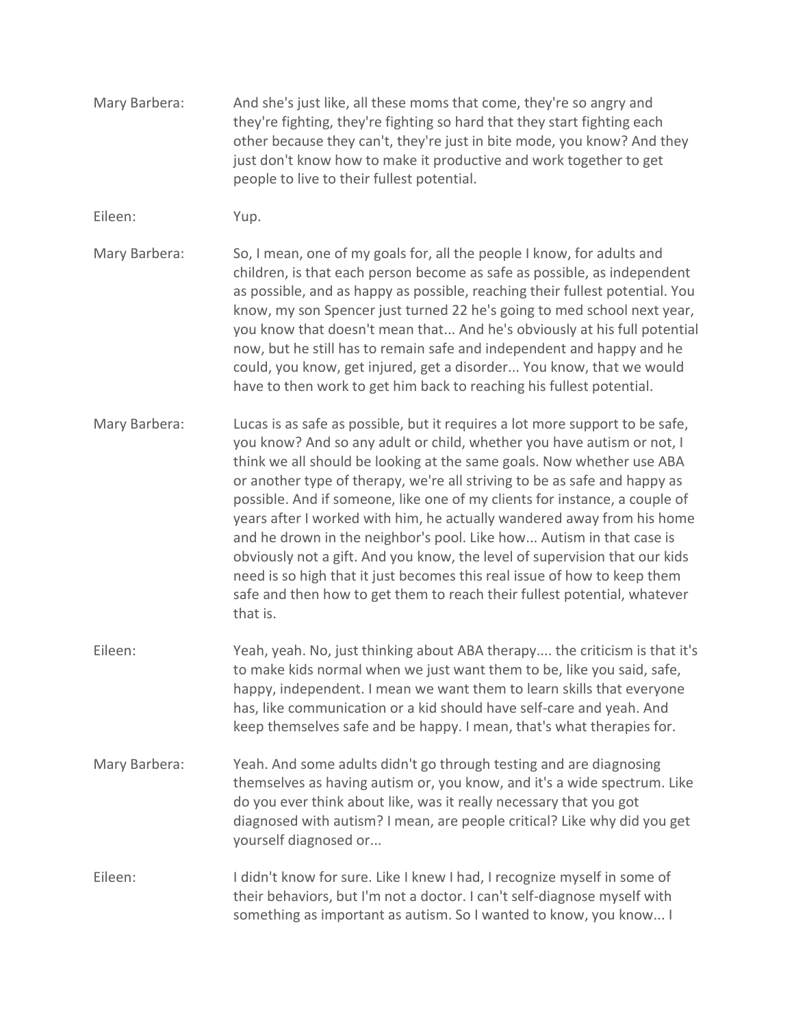Mary Barbera: And she's just like, all these moms that come, they're so angry and they're fighting, they're fighting so hard that they start fighting each other because they can't, they're just in bite mode, you know? And they just don't know how to make it productive and work together to get people to live to their fullest potential.

Eileen: Yup.

Mary Barbera: So, I mean, one of my goals for, all the people I know, for adults and children, is that each person become as safe as possible, as independent as possible, and as happy as possible, reaching their fullest potential. You know, my son Spencer just turned 22 he's going to med school next year, you know that doesn't mean that... And he's obviously at his full potential now, but he still has to remain safe and independent and happy and he could, you know, get injured, get a disorder... You know, that we would have to then work to get him back to reaching his fullest potential.

Mary Barbera: Lucas is as safe as possible, but it requires a lot more support to be safe, you know? And so any adult or child, whether you have autism or not, I think we all should be looking at the same goals. Now whether use ABA or another type of therapy, we're all striving to be as safe and happy as possible. And if someone, like one of my clients for instance, a couple of years after I worked with him, he actually wandered away from his home and he drown in the neighbor's pool. Like how... Autism in that case is obviously not a gift. And you know, the level of supervision that our kids need is so high that it just becomes this real issue of how to keep them safe and then how to get them to reach their fullest potential, whatever that is.

Eileen: Yeah, yeah. No, just thinking about ABA therapy.... the criticism is that it's to make kids normal when we just want them to be, like you said, safe, happy, independent. I mean we want them to learn skills that everyone has, like communication or a kid should have self-care and yeah. And keep themselves safe and be happy. I mean, that's what therapies for.

Mary Barbera: Yeah. And some adults didn't go through testing and are diagnosing themselves as having autism or, you know, and it's a wide spectrum. Like do you ever think about like, was it really necessary that you got diagnosed with autism? I mean, are people critical? Like why did you get yourself diagnosed or...

Eileen: I didn't know for sure. Like I knew I had, I recognize myself in some of their behaviors, but I'm not a doctor. I can't self-diagnose myself with something as important as autism. So I wanted to know, you know... I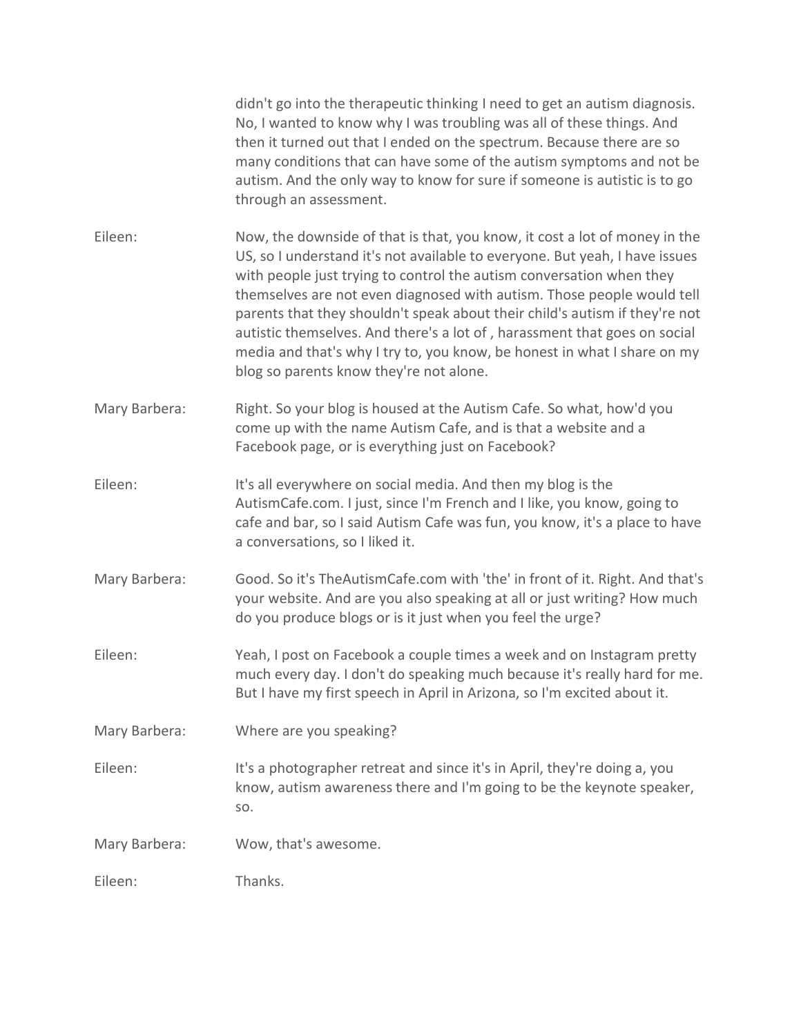didn't go into the therapeutic thinking I need to get an autism diagnosis. No, I wanted to know why I was troubling was all of these things. And then it turned out that I ended on the spectrum. Because there are so many conditions that can have some of the autism symptoms and not be autism. And the only way to know for sure if someone is autistic is to go through an assessment.

Eileen: Now, the downside of that is that, you know, it cost a lot of money in the US, so I understand it's not available to everyone. But yeah, I have issues with people just trying to control the autism conversation when they themselves are not even diagnosed with autism. Those people would tell parents that they shouldn't speak about their child's autism if they're not autistic themselves. And there's a lot of , harassment that goes on social media and that's why I try to, you know, be honest in what I share on my blog so parents know they're not alone.

Mary Barbera: Right. So your blog is housed at the Autism Cafe. So what, how'd you come up with the name Autism Cafe, and is that a website and a Facebook page, or is everything just on Facebook?

Eileen: It's all everywhere on social media. And then my blog is the AutismCafe.com. I just, since I'm French and I like, you know, going to cafe and bar, so I said Autism Cafe was fun, you know, it's a place to have a conversations, so I liked it.

Mary Barbera: Good. So it's TheAutismCafe.com with 'the' in front of it. Right. And that's your website. And are you also speaking at all or just writing? How much do you produce blogs or is it just when you feel the urge?

Eileen: Yeah, I post on Facebook a couple times a week and on Instagram pretty much every day. I don't do speaking much because it's really hard for me. But I have my first speech in April in Arizona, so I'm excited about it.

Mary Barbera: Where are you speaking?

Eileen: It's a photographer retreat and since it's in April, they're doing a, you know, autism awareness there and I'm going to be the keynote speaker, so.

Mary Barbera: Wow, that's awesome.

Eileen: Thanks.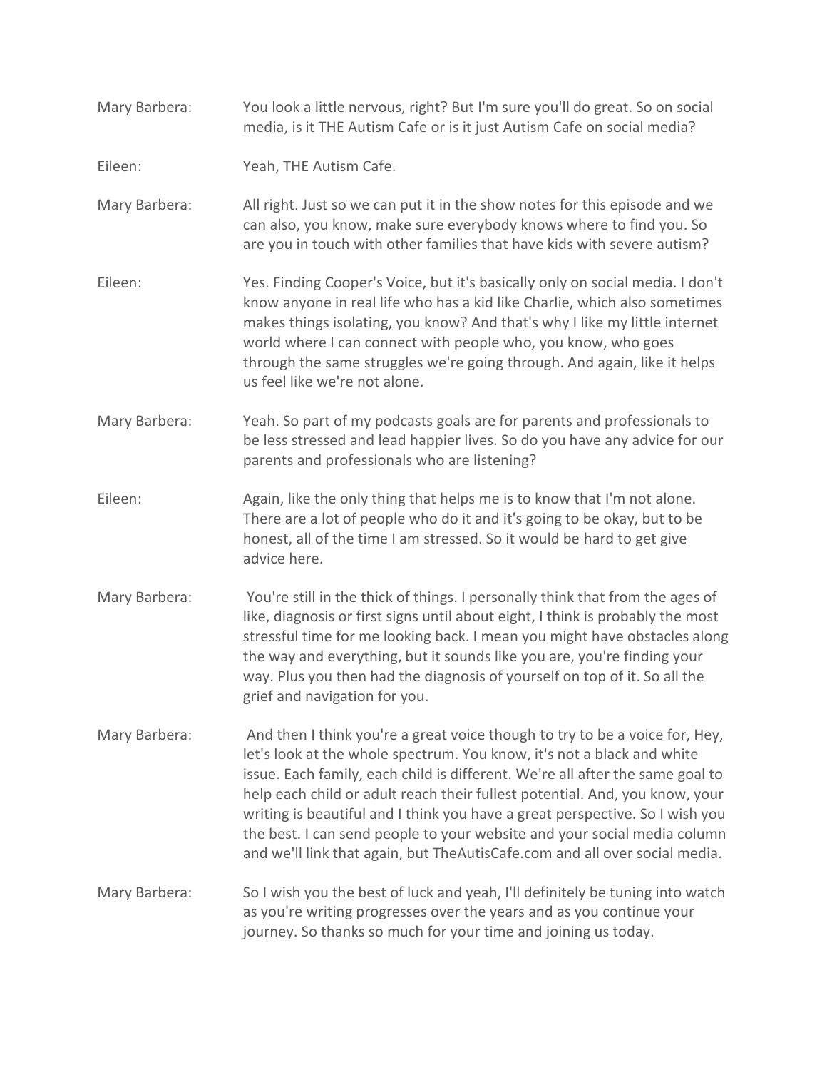Mary Barbera: You look a little nervous, right? But I'm sure you'll do great. So on social media, is it THE Autism Cafe or is it just Autism Cafe on social media?

Eileen: Yeah, THE Autism Cafe.

Mary Barbera: All right. Just so we can put it in the show notes for this episode and we can also, you know, make sure everybody knows where to find you. So are you in touch with other families that have kids with severe autism?

Eileen: Yes. Finding Cooper's Voice, but it's basically only on social media. I don't know anyone in real life who has a kid like Charlie, which also sometimes makes things isolating, you know? And that's why I like my little internet world where I can connect with people who, you know, who goes through the same struggles we're going through. And again, like it helps us feel like we're not alone.

Mary Barbera: Yeah. So part of my podcasts goals are for parents and professionals to be less stressed and lead happier lives. So do you have any advice for our parents and professionals who are listening?

Eileen: Again, like the only thing that helps me is to know that I'm not alone. There are a lot of people who do it and it's going to be okay, but to be honest, all of the time I am stressed. So it would be hard to get give advice here.

Mary Barbera: You're still in the thick of things. I personally think that from the ages of like, diagnosis or first signs until about eight, I think is probably the most stressful time for me looking back. I mean you might have obstacles along the way and everything, but it sounds like you are, you're finding your way. Plus you then had the diagnosis of yourself on top of it. So all the grief and navigation for you.

Mary Barbera: And then I think you're a great voice though to try to be a voice for, Hey, let's look at the whole spectrum. You know, it's not a black and white issue. Each family, each child is different. We're all after the same goal to help each child or adult reach their fullest potential. And, you know, your writing is beautiful and I think you have a great perspective. So I wish you the best. I can send people to your website and your social media column and we'll link that again, but TheAutisCafe.com and all over social media.

Mary Barbera: So I wish you the best of luck and yeah, I'll definitely be tuning into watch as you're writing progresses over the years and as you continue your journey. So thanks so much for your time and joining us today.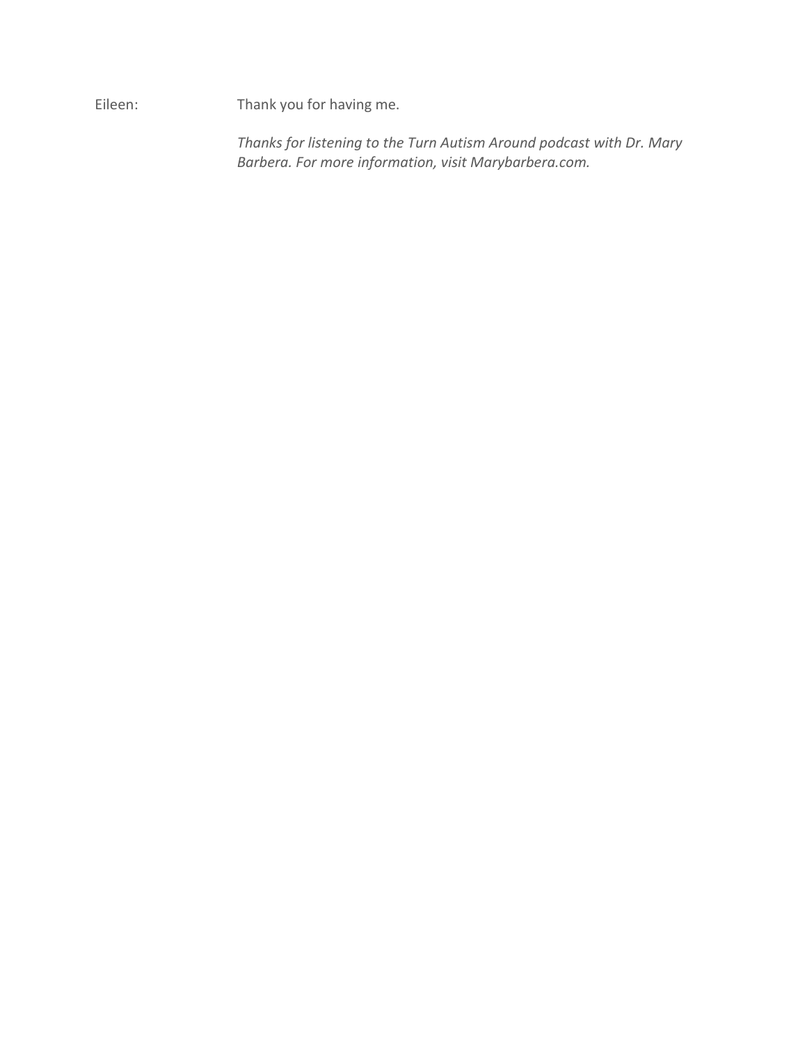Eileen: Thank you for having me.

*Thanks for listening to the Turn Autism Around podcast with Dr. Mary Barbera. For more information, visit Marybarbera.com.*